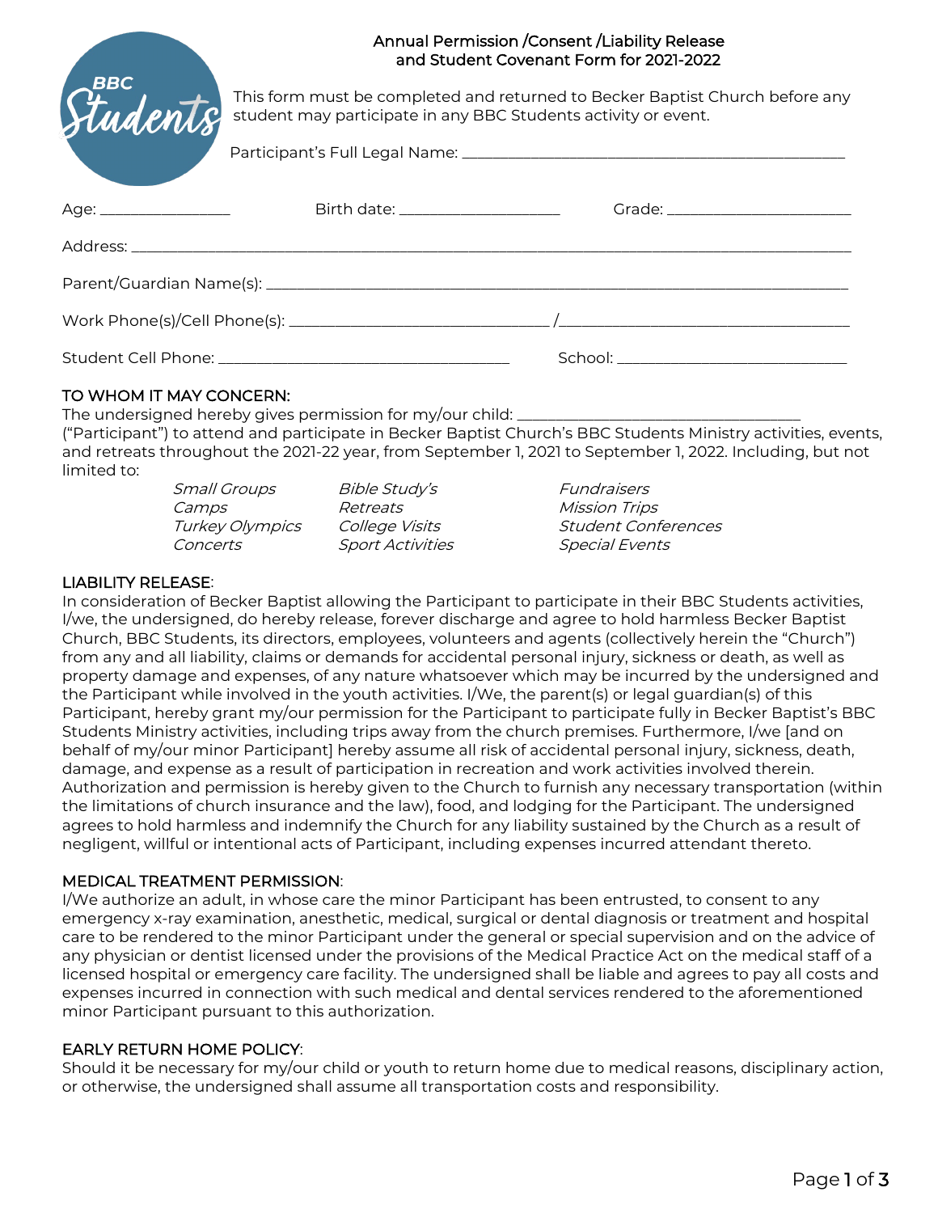# Annual Permission /Consent /Liability Release and Student Covenant Form for 2021-2022

BBC Students

This form must be completed and returned to Becker Baptist Church before any student may participate in any BBC Students activity or event.

Participant's Full Legal Name: ______________________________

Age: ____________ Birth date: ________________ Grade: ________________

Address: ______________________________________________

Parent/Guardian Name(s): ______________________________________

Work Phone(s)/Cell Phone(s): ____________________ /____________________

Student Cell Phone: ______________________ School: ____________________

## TO WHOM IT MAY CONCERN:

The undersigned hereby gives permission for my/our child: ______________________ ("Participant") to attend and participate in Becker Baptist Church's BBC Students Ministry activities, events, and retreats throughout the 2021-22 year, from September 1, 2021 to September 1, 2022. Including, but not limited to:

| | | |
|---|---|---|
| *Small Groups* | *Bible Study's* | *Fundraisers* |
| *Camps* | *Retreats* | *Mission Trips* |
| *Turkey Olympics* | *College Visits* | *Student Conferences* |
| *Concerts* | *Sport Activities* | *Special Events* |

## LIABILITY RELEASE:

In consideration of Becker Baptist allowing the Participant to participate in their BBC Students activities, I/we, the undersigned, do hereby release, forever discharge and agree to hold harmless Becker Baptist Church, BBC Students, its directors, employees, volunteers and agents (collectively herein the "Church") from any and all liability, claims or demands for accidental personal injury, sickness or death, as well as property damage and expenses, of any nature whatsoever which may be incurred by the undersigned and the Participant while involved in the youth activities. I/We, the parent(s) or legal guardian(s) of this Participant, hereby grant my/our permission for the Participant to participate fully in Becker Baptist's BBC Students Ministry activities, including trips away from the church premises. Furthermore, I/we [and on behalf of my/our minor Participant] hereby assume all risk of accidental personal injury, sickness, death, damage, and expense as a result of participation in recreation and work activities involved therein. Authorization and permission is hereby given to the Church to furnish any necessary transportation (within the limitations of church insurance and the law), food, and lodging for the Participant. The undersigned agrees to hold harmless and indemnify the Church for any liability sustained by the Church as a result of negligent, willful or intentional acts of Participant, including expenses incurred attendant thereto.

## MEDICAL TREATMENT PERMISSION:

I/We authorize an adult, in whose care the minor Participant has been entrusted, to consent to any emergency x-ray examination, anesthetic, medical, surgical or dental diagnosis or treatment and hospital care to be rendered to the minor Participant under the general or special supervision and on the advice of any physician or dentist licensed under the provisions of the Medical Practice Act on the medical staff of a licensed hospital or emergency care facility. The undersigned shall be liable and agrees to pay all costs and expenses incurred in connection with such medical and dental services rendered to the aforementioned minor Participant pursuant to this authorization.

## EARLY RETURN HOME POLICY:

Should it be necessary for my/our child or youth to return home due to medical reasons, disciplinary action, or otherwise, the undersigned shall assume all transportation costs and responsibility.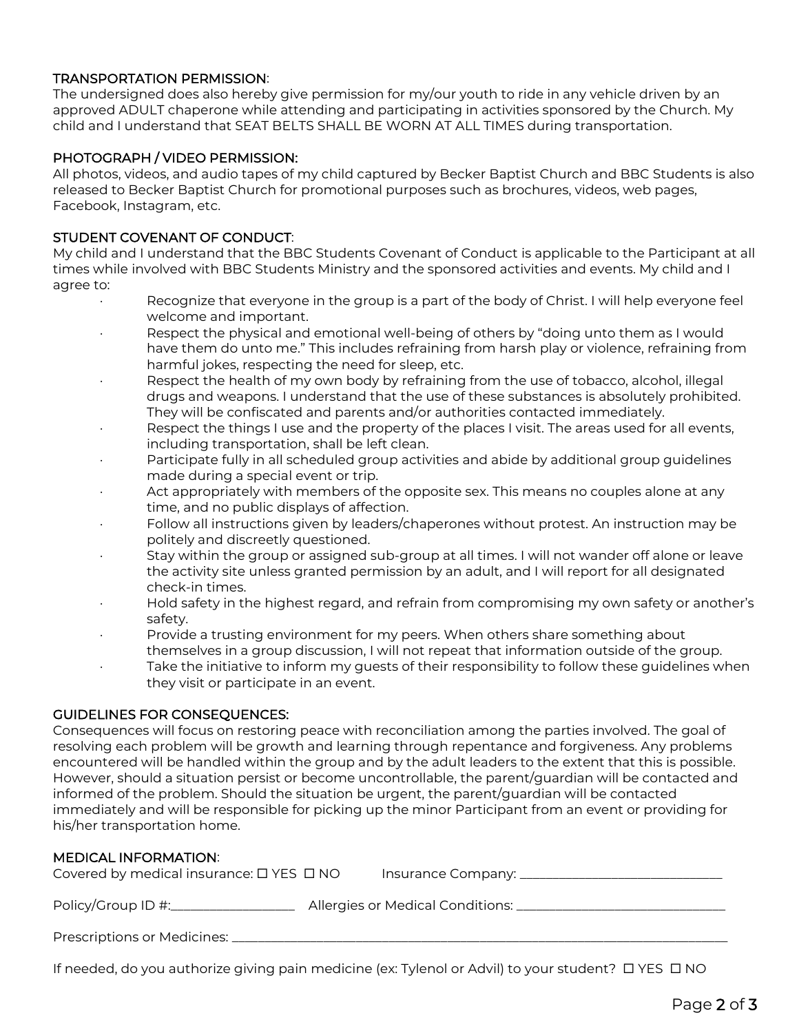### TRANSPORTATION PERMISSION:

The undersigned does also hereby give permission for my/our youth to ride in any vehicle driven by an approved ADULT chaperone while attending and participating in activities sponsored by the Church. My child and I understand that SEAT BELTS SHALL BE WORN AT ALL TIMES during transportation.

### PHOTOGRAPH / VIDEO PERMISSION:

All photos, videos, and audio tapes of my child captured by Becker Baptist Church and BBC Students is also released to Becker Baptist Church for promotional purposes such as brochures, videos, web pages, Facebook, Instagram, etc.

### STUDENT COVENANT OF CONDUCT:

My child and I understand that the BBC Students Covenant of Conduct is applicable to the Participant at all times while involved with BBC Students Ministry and the sponsored activities and events. My child and I agree to:

- Recognize that everyone in the group is a part of the body of Christ. I will help everyone feel welcome and important.
- Respect the physical and emotional well-being of others by "doing unto them as I would have them do unto me." This includes refraining from harsh play or violence, refraining from harmful jokes, respecting the need for sleep, etc.
- Respect the health of my own body by refraining from the use of tobacco, alcohol, illegal drugs and weapons. I understand that the use of these substances is absolutely prohibited. They will be confiscated and parents and/or authorities contacted immediately.
- Respect the things I use and the property of the places I visit. The areas used for all events, including transportation, shall be left clean.
- Participate fully in all scheduled group activities and abide by additional group guidelines made during a special event or trip.
- Act appropriately with members of the opposite sex. This means no couples alone at any time, and no public displays of affection.
- Follow all instructions given by leaders/chaperones without protest. An instruction may be politely and discreetly questioned.
- Stay within the group or assigned sub-group at all times. I will not wander off alone or leave the activity site unless granted permission by an adult, and I will report for all designated check-in times.
- Hold safety in the highest regard, and refrain from compromising my own safety or another's safety.
- Provide a trusting environment for my peers. When others share something about themselves in a group discussion, I will not repeat that information outside of the group.
- Take the initiative to inform my guests of their responsibility to follow these guidelines when they visit or participate in an event.

### GUIDELINES FOR CONSEQUENCES:

Consequences will focus on restoring peace with reconciliation among the parties involved. The goal of resolving each problem will be growth and learning through repentance and forgiveness. Any problems encountered will be handled within the group and by the adult leaders to the extent that this is possible. However, should a situation persist or become uncontrollable, the parent/guardian will be contacted and informed of the problem. Should the situation be urgent, the parent/guardian will be contacted immediately and will be responsible for picking up the minor Participant from an event or providing for his/her transportation home.

### MEDICAL INFORMATION:

Covered by medical insurance: ☐ YES ☐ NO Insurance Company: ______________________________

Policy/Group ID #:__________________ Allergies or Medical Conditions: ______________________________

Prescriptions or Medicines: ______________________________________________________________________

If needed, do you authorize giving pain medicine (ex: Tylenol or Advil) to your student? ☐ YES ☐ NO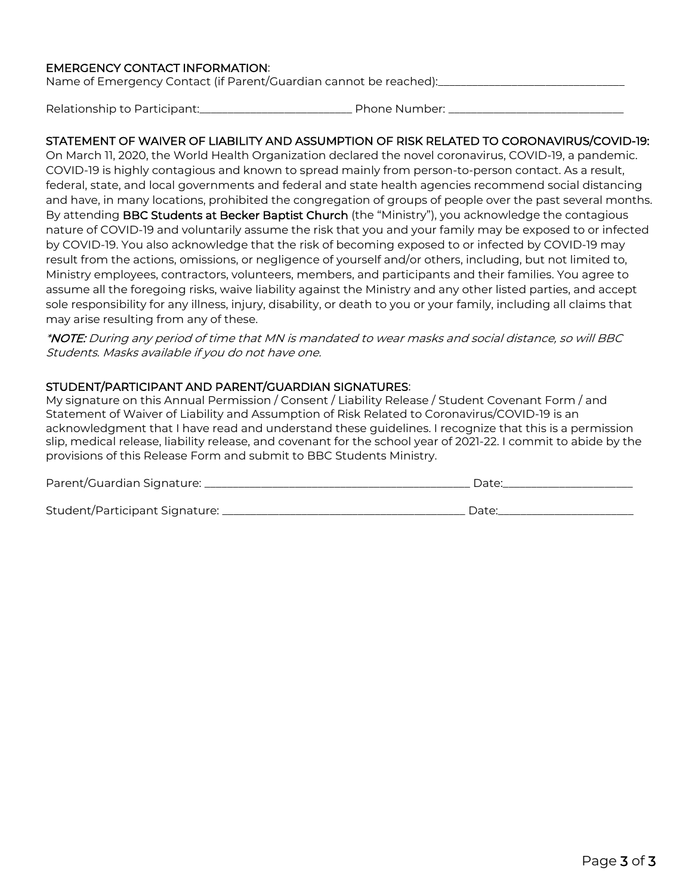**EMERGENCY CONTACT INFORMATION**:

Name of Emergency Contact (if Parent/Guardian cannot be reached):_______________________________

Relationship to Participant:_________________________ Phone Number: _____________________________

**STATEMENT OF WAIVER OF LIABILITY AND ASSUMPTION OF RISK RELATED TO CORONAVIRUS/COVID-19:**

On March 11, 2020, the World Health Organization declared the novel coronavirus, COVID-19, a pandemic. COVID-19 is highly contagious and known to spread mainly from person-to-person contact. As a result, federal, state, and local governments and federal and state health agencies recommend social distancing and have, in many locations, prohibited the congregation of groups of people over the past several months. By attending **BBC Students at Becker Baptist Church** (the "Ministry"), you acknowledge the contagious nature of COVID-19 and voluntarily assume the risk that you and your family may be exposed to or infected by COVID-19. You also acknowledge that the risk of becoming exposed to or infected by COVID-19 may result from the actions, omissions, or negligence of yourself and/or others, including, but not limited to, Ministry employees, contractors, volunteers, members, and participants and their families. You agree to assume all the foregoing risks, waive liability against the Ministry and any other listed parties, and accept sole responsibility for any illness, injury, disability, or death to you or your family, including all claims that may arise resulting from any of these.

*\*NOTE: During any period of time that MN is mandated to wear masks and social distance, so will BBC Students. Masks available if you do not have one.*

**STUDENT/PARTICIPANT AND PARENT/GUARDIAN SIGNATURES**:

My signature on this Annual Permission / Consent / Liability Release / Student Covenant Form / and Statement of Waiver of Liability and Assumption of Risk Related to Coronavirus/COVID-19 is an acknowledgment that I have read and understand these guidelines. I recognize that this is a permission slip, medical release, liability release, and covenant for the school year of 2021-22. I commit to abide by the provisions of this Release Form and submit to BBC Students Ministry.

Parent/Guardian Signature: ____________________________________________ Date:_____________________

Student/Participant Signature: _________________________________________ Date:_____________________